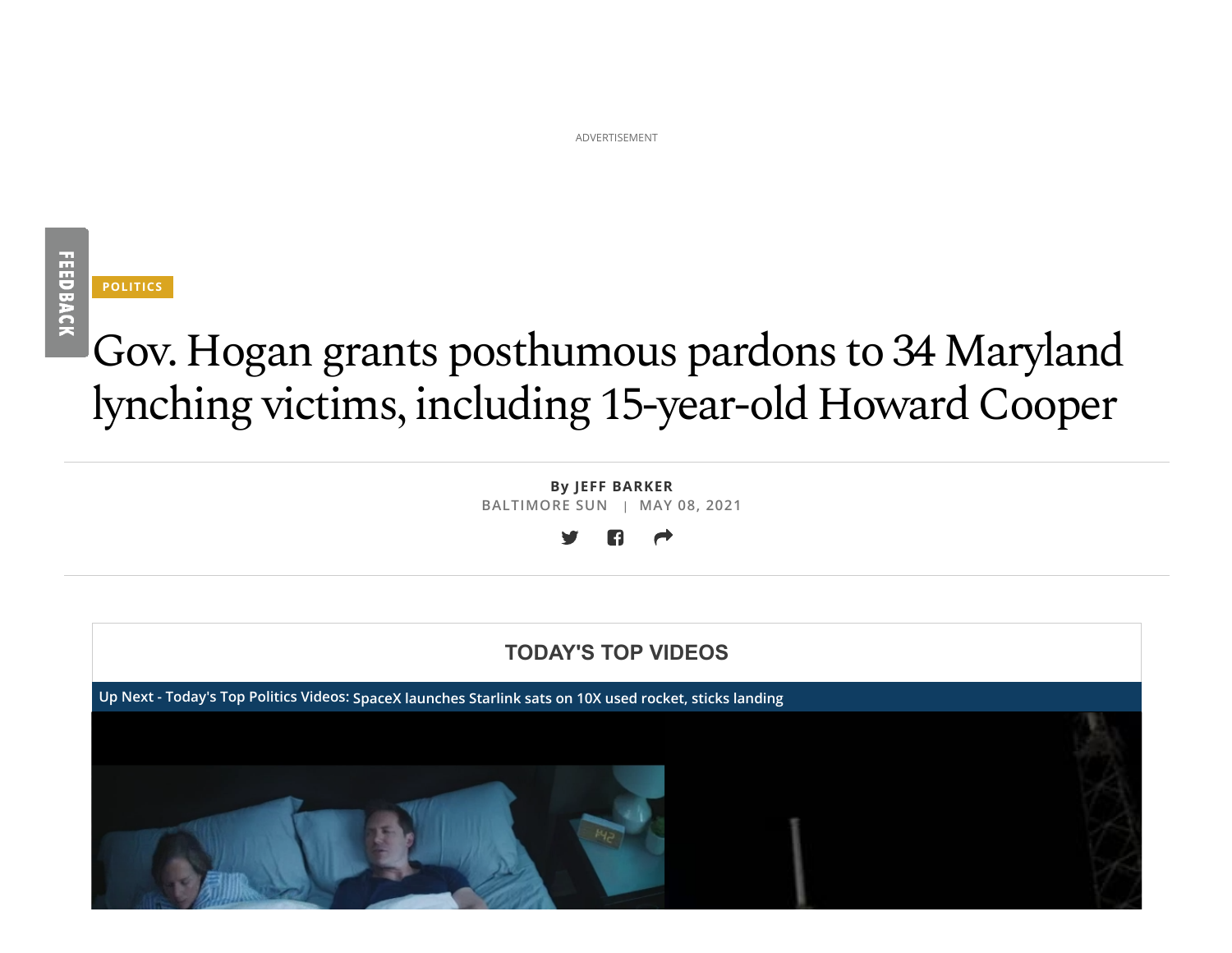ADVERTISEMENT

POLITICS

# Gov. Hogan grants posthumous pardons to 34 Maryland lynching victims, including 15-year-old Howard Cooper

By **JEFF BARKER**
BALTIMORE SUN | MAY 08, 2021

**TODAY'S TOP VIDEOS**

Up Next - Today's Top Politics Videos: SpaceX launches Starlink sats on 10X used rocket, sticks landing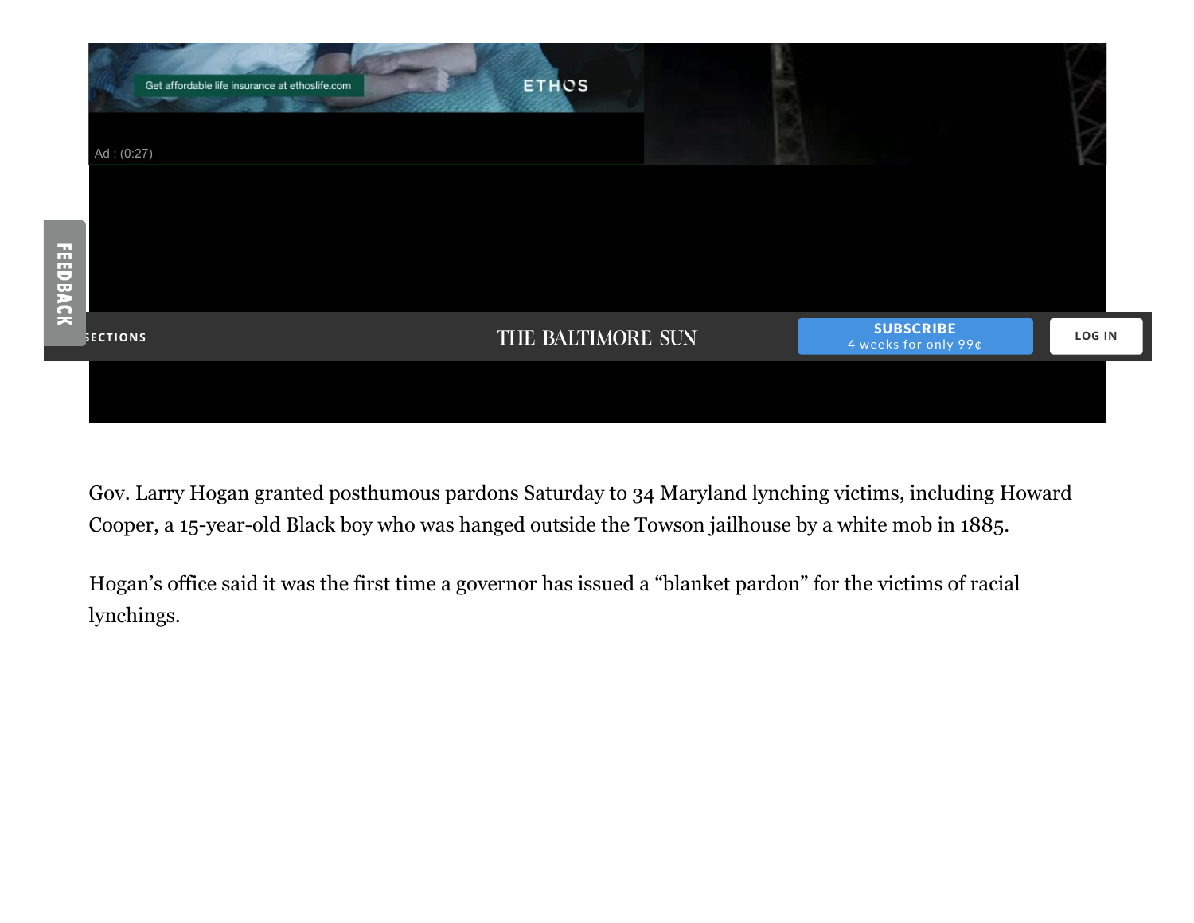Gov. Larry Hogan granted posthumous pardons Saturday to 34 Maryland lynching victims, including Howard Cooper, a 15-year-old Black boy who was hanged outside the Towson jailhouse by a white mob in 1885.

Hogan's office said it was the first time a governor has issued a "blanket pardon" for the victims of racial lynchings.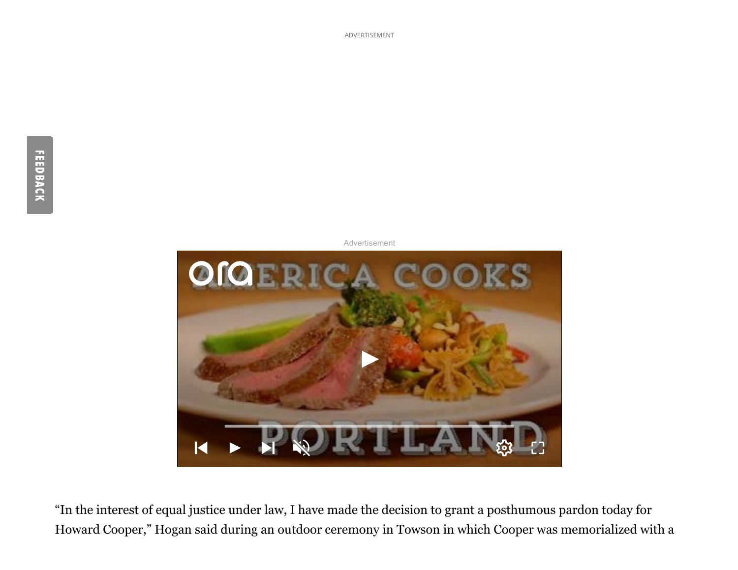"In the interest of equal justice under law, I have made the decision to grant a posthumous pardon today for Howard Cooper," Hogan said during an outdoor ceremony in Towson in which Cooper was memorialized with a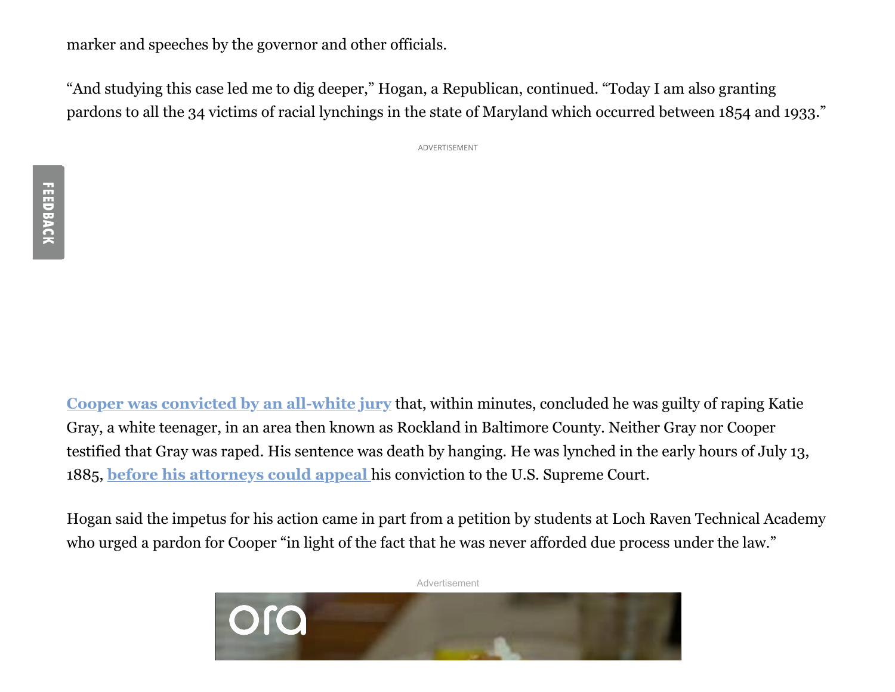marker and speeches by the governor and other officials.

"And studying this case led me to dig deeper," Hogan, a Republican, continued. "Today I am also granting pardons to all the 34 victims of racial lynchings in the state of Maryland which occurred between 1854 and 1933."

**Cooper was convicted by an all-white jury** that, within minutes, concluded he was guilty of raping Katie Gray, a white teenager, in an area then known as Rockland in Baltimore County. Neither Gray nor Cooper testified that Gray was raped. His sentence was death by hanging. He was lynched in the early hours of July 13, 1885, **before his attorneys could appeal** his conviction to the U.S. Supreme Court.

Hogan said the impetus for his action came in part from a petition by students at Loch Raven Technical Academy who urged a pardon for Cooper "in light of the fact that he was never afforded due process under the law."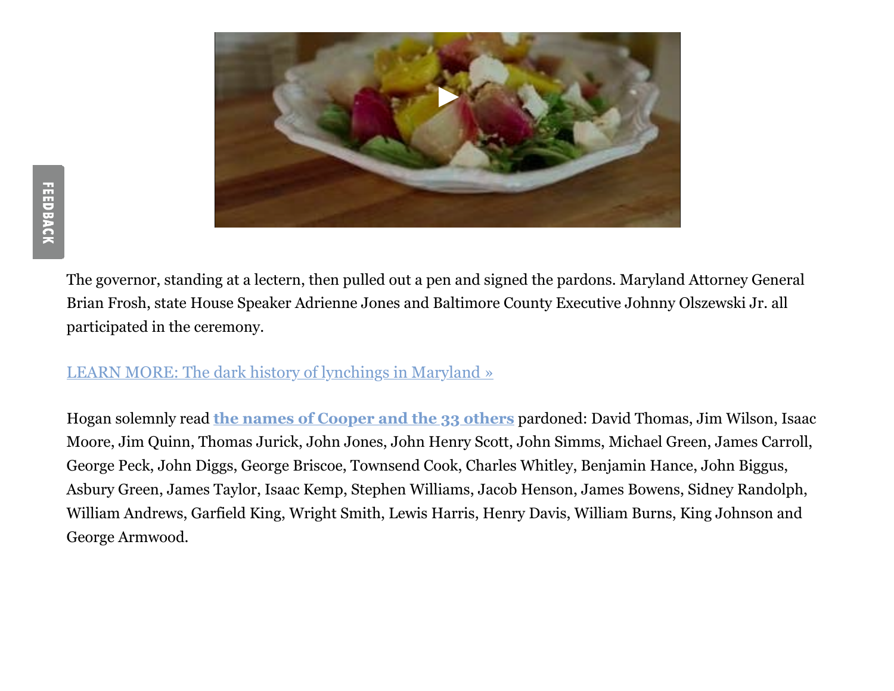The governor, standing at a lectern, then pulled out a pen and signed the pardons. Maryland Attorney General Brian Frosh, state House Speaker Adrienne Jones and Baltimore County Executive Johnny Olszewski Jr. all participated in the ceremony.

LEARN MORE: The dark history of lynchings in Maryland »

Hogan solemnly read **the names of Cooper and the 33 others** pardoned: David Thomas, Jim Wilson, Isaac Moore, Jim Quinn, Thomas Jurick, John Jones, John Henry Scott, John Simms, Michael Green, James Carroll, George Peck, John Diggs, George Briscoe, Townsend Cook, Charles Whitley, Benjamin Hance, John Biggus, Asbury Green, James Taylor, Isaac Kemp, Stephen Williams, Jacob Henson, James Bowens, Sidney Randolph, William Andrews, Garfield King, Wright Smith, Lewis Harris, Henry Davis, William Burns, King Johnson and George Armwood.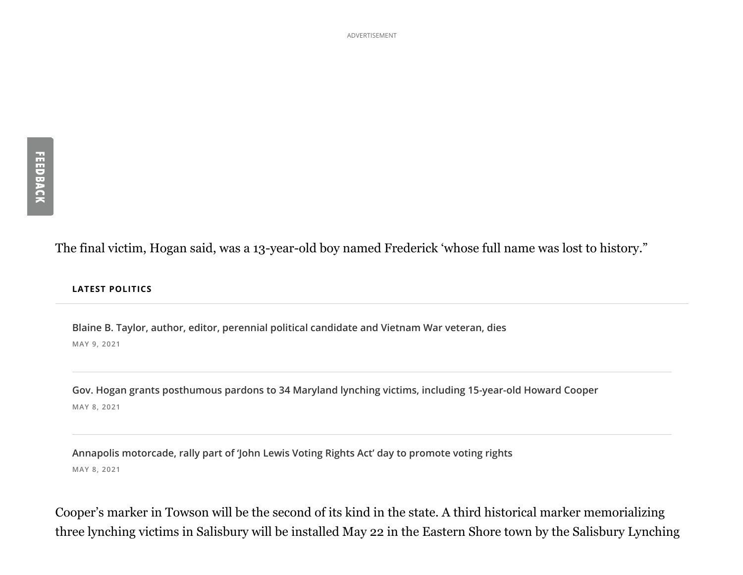The final victim, Hogan said, was a 13-year-old boy named Frederick ‘whose full name was lost to history.”

**LATEST POLITICS**

Blaine B. Taylor, author, editor, perennial political candidate and Vietnam War veteran, dies
MAY 9, 2021

Gov. Hogan grants posthumous pardons to 34 Maryland lynching victims, including 15-year-old Howard Cooper
MAY 8, 2021

Annapolis motorcade, rally part of ‘John Lewis Voting Rights Act’ day to promote voting rights
MAY 8, 2021

Cooper’s marker in Towson will be the second of its kind in the state. A third historical marker memorializing three lynching victims in Salisbury will be installed May 22 in the Eastern Shore town by the Salisbury Lynching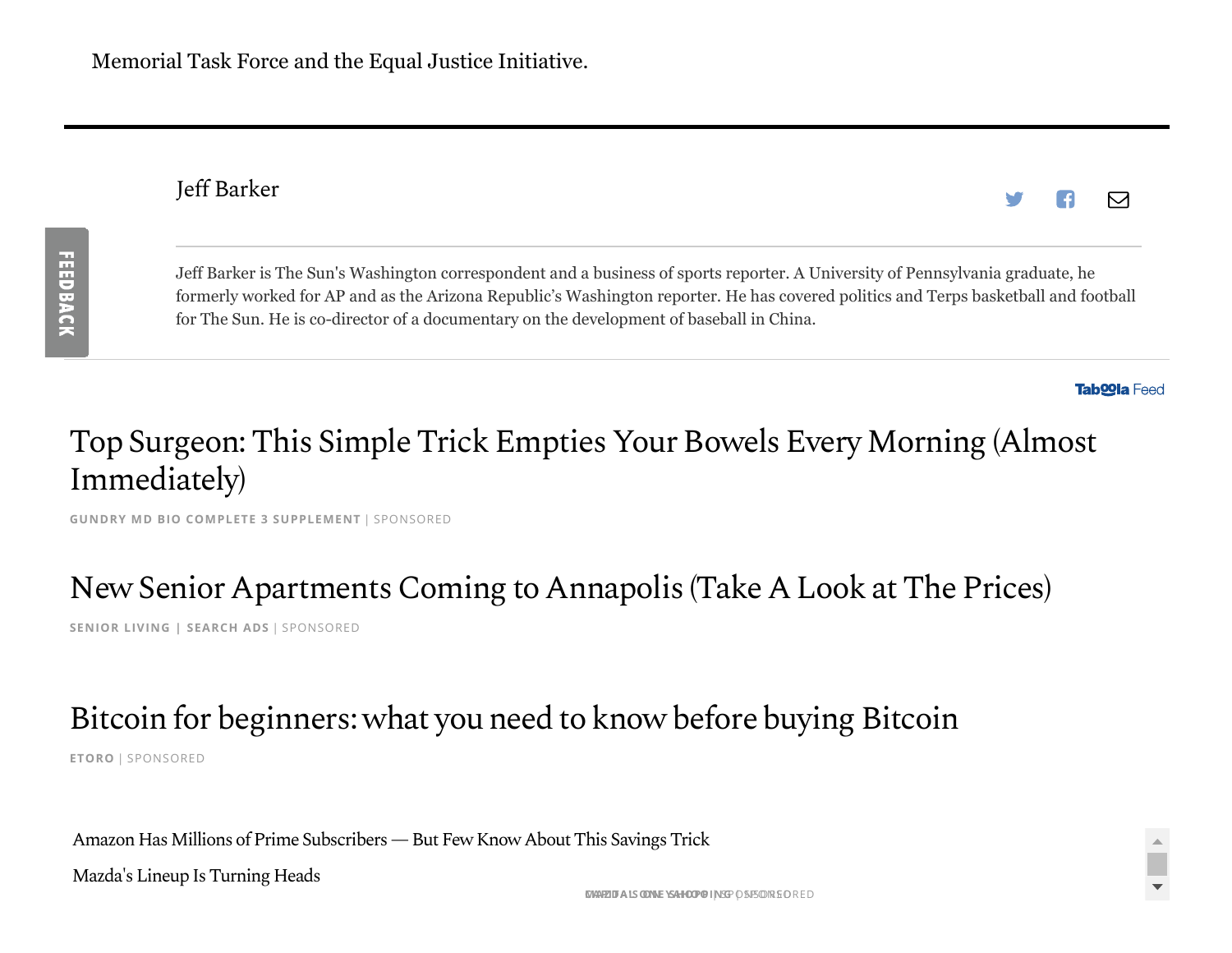Memorial Task Force and the Equal Justice Initiative.

---

Jeff Barker

Jeff Barker is The Sun's Washington correspondent and a business of sports reporter. A University of Pennsylvania graduate, he formerly worked for AP and as the Arizona Republic's Washington reporter. He has covered politics and Terps basketball and football for The Sun. He is co-director of a documentary on the development of baseball in China.

Taboola Feed

## Top Surgeon: This Simple Trick Empties Your Bowels Every Morning (Almost Immediately)

GUNDRY MD BIO COMPLETE 3 SUPPLEMENT | SPONSORED

## New Senior Apartments Coming to Annapolis (Take A Look at The Prices)

SENIOR LIVING | SEARCH ADS | SPONSORED

## Bitcoin for beginners: what you need to know before buying Bitcoin

ETORO | SPONSORED

Amazon Has Millions of Prime Subscribers — But Few Know About This Savings Trick

Mazda's Lineup Is Turning Heads